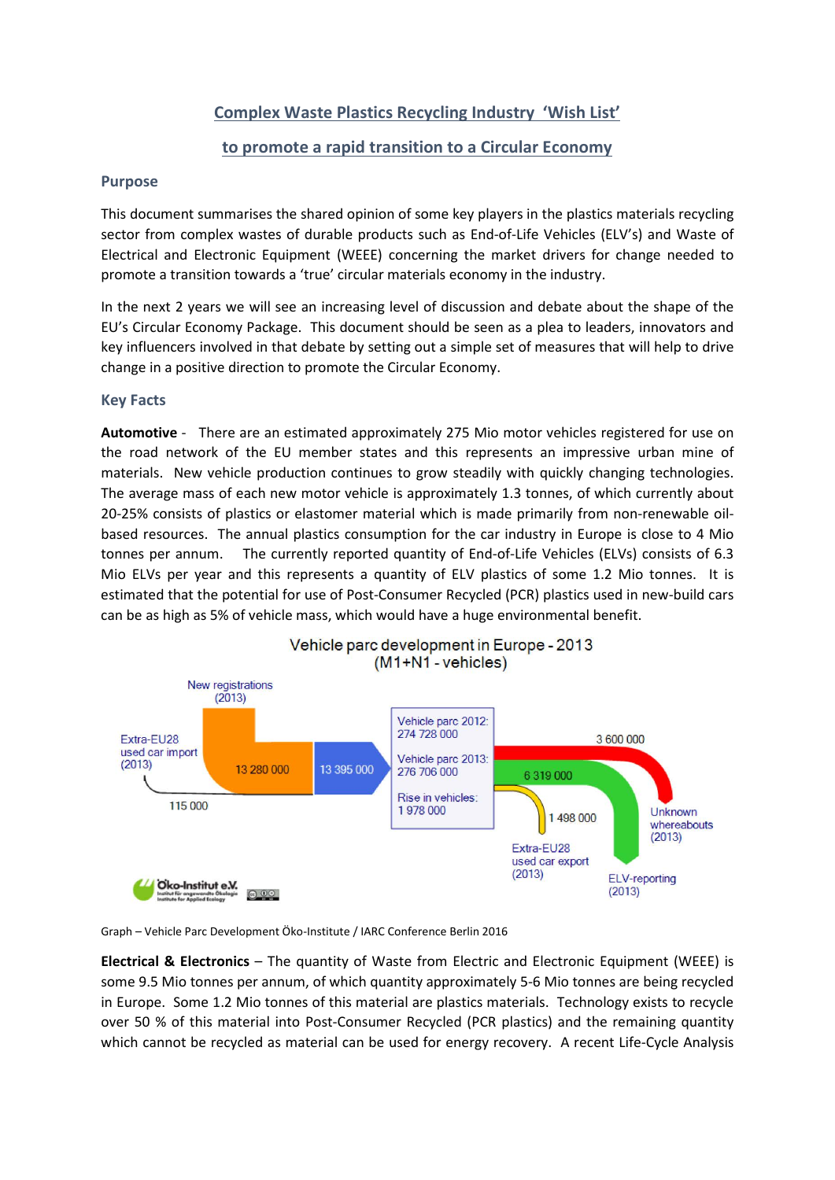# Complex Waste Plastics Recycling Industry 'Wish List'

## to promote a rapid transition to a Circular Economy

### Purpose

This document summarises the shared opinion of some key players in the plastics materials recycling sector from complex wastes of durable products such as End-of-Life Vehicles (ELV's) and Waste of Electrical and Electronic Equipment (WEEE) concerning the market drivers for change needed to promote a transition towards a 'true' circular materials economy in the industry.

In the next 2 years we will see an increasing level of discussion and debate about the shape of the EU's Circular Economy Package. This document should be seen as a plea to leaders, innovators and key influencers involved in that debate by setting out a simple set of measures that will help to drive change in a positive direction to promote the Circular Economy.

### Key Facts

**Automotive** - There are an estimated approximately 275 Mio motor vehicles registered for use on the road network of the EU member states and this represents an impressive urban mine of materials. New vehicle production continues to grow steadily with quickly changing technologies. The average mass of each new motor vehicle is approximately 1.3 tonnes, of which currently about 20-25% consists of plastics or elastomer material which is made primarily from non-renewable oil-based resources. The annual plastics consumption for the car industry in Europe is close to 4 Mio tonnes per annum. The currently reported quantity of End-of-Life Vehicles (ELVs) consists of 6.3 Mio ELVs per year and this represents a quantity of ELV plastics of some 1.2 Mio tonnes. It is estimated that the potential for use of Post-Consumer Recycled (PCR) plastics used in new-build cars can be as high as 5% of vehicle mass, which would have a huge environmental benefit.

Graph – Vehicle Parc Development Öko-Institute / IARC Conference Berlin 2016

**Electrical & Electronics** – The quantity of Waste from Electric and Electronic Equipment (WEEE) is some 9.5 Mio tonnes per annum, of which quantity approximately 5-6 Mio tonnes are being recycled in Europe. Some 1.2 Mio tonnes of this material are plastics materials. Technology exists to recycle over 50 % of this material into Post-Consumer Recycled (PCR plastics) and the remaining quantity which cannot be recycled as material can be used for energy recovery. A recent Life-Cycle Analysis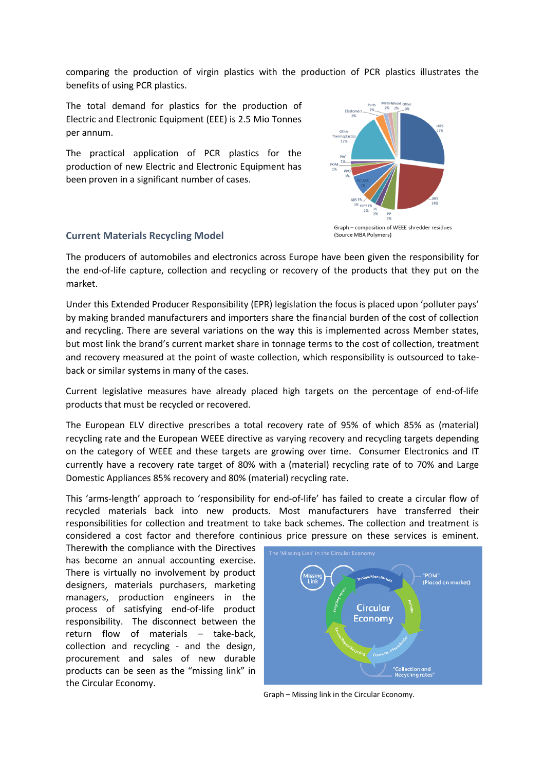comparing the production of virgin plastics with the production of PCR plastics illustrates the benefits of using PCR plastics.

The total demand for plastics for the production of Electric and Electronic Equipment (EEE) is 2.5 Mio Tonnes per annum.

The practical application of PCR plastics for the production of new Electric and Electronic Equipment has been proven in a significant number of cases.

Graph – composition of WEEE shredder residues (Source MBA Polymers)

## Current Materials Recycling Model

The producers of automobiles and electronics across Europe have been given the responsibility for the end-of-life capture, collection and recycling or recovery of the products that they put on the market.

Under this Extended Producer Responsibility (EPR) legislation the focus is placed upon 'polluter pays' by making branded manufacturers and importers share the financial burden of the cost of collection and recycling. There are several variations on the way this is implemented across Member states, but most link the brand's current market share in tonnage terms to the cost of collection, treatment and recovery measured at the point of waste collection, which responsibility is outsourced to take-back or similar systems in many of the cases.

Current legislative measures have already placed high targets on the percentage of end-of-life products that must be recycled or recovered.

The European ELV directive prescribes a total recovery rate of 95% of which 85% as (material) recycling rate and the European WEEE directive as varying recovery and recycling targets depending on the category of WEEE and these targets are growing over time. Consumer Electronics and IT currently have a recovery rate target of 80% with a (material) recycling rate of to 70% and Large Domestic Appliances 85% recovery and 80% (material) recycling rate.

This 'arms-length' approach to 'responsibility for end-of-life' has failed to create a circular flow of recycled materials back into new products. Most manufacturers have transferred their responsibilities for collection and treatment to take back schemes. The collection and treatment is considered a cost factor and therefore continious price pressure on these services is eminent. Therewith the compliance with the Directives has become an annual accounting exercise. There is virtually no involvement by product designers, materials purchasers, marketing managers, production engineers in the process of satisfying end-of-life product responsibility. The disconnect between the return flow of materials – take-back, collection and recycling - and the design, procurement and sales of new durable products can be seen as the "missing link" in the Circular Economy.

Graph – Missing link in the Circular Economy.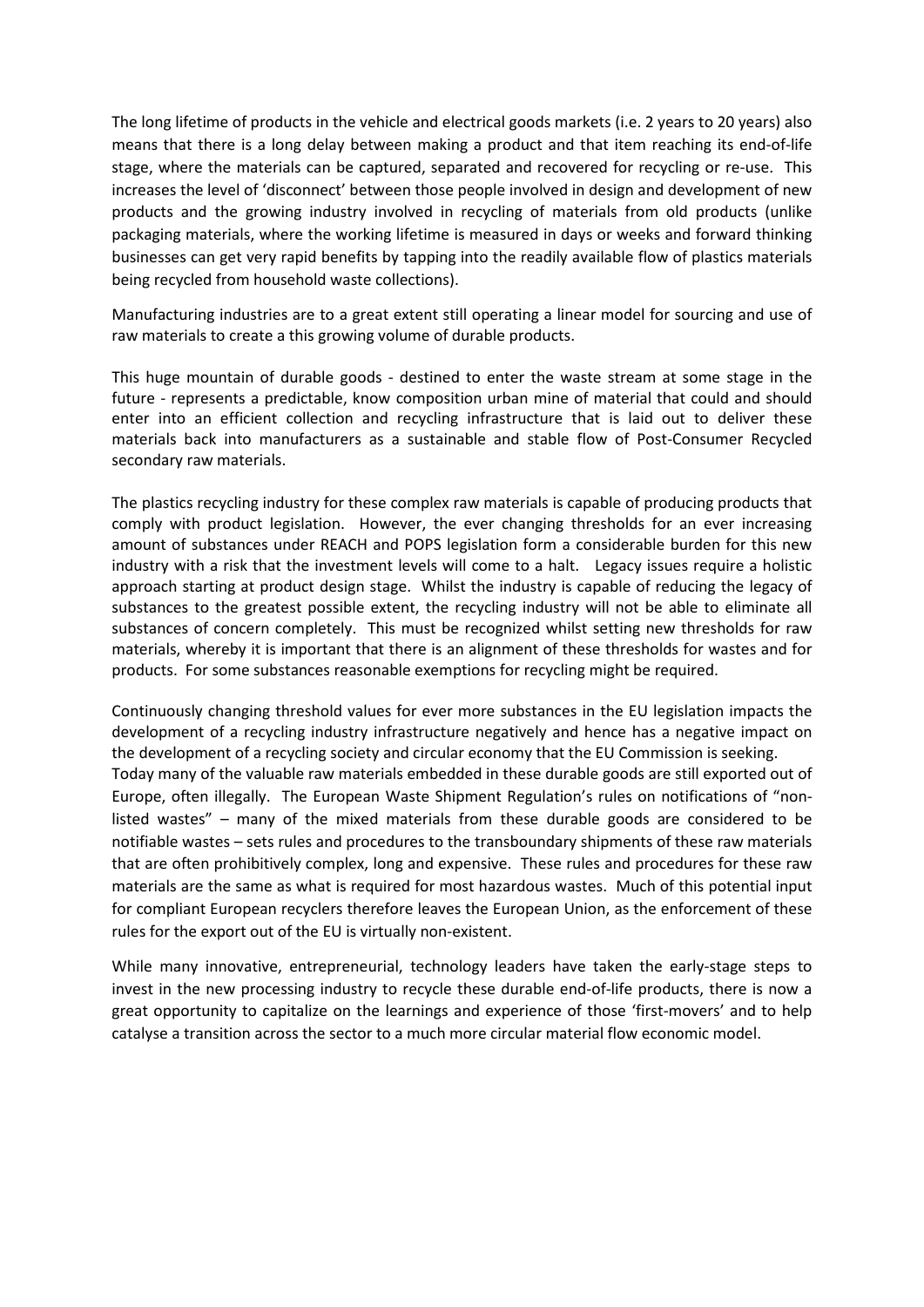The long lifetime of products in the vehicle and electrical goods markets (i.e. 2 years to 20 years) also means that there is a long delay between making a product and that item reaching its end-of-life stage, where the materials can be captured, separated and recovered for recycling or re-use. This increases the level of 'disconnect' between those people involved in design and development of new products and the growing industry involved in recycling of materials from old products (unlike packaging materials, where the working lifetime is measured in days or weeks and forward thinking businesses can get very rapid benefits by tapping into the readily available flow of plastics materials being recycled from household waste collections).

Manufacturing industries are to a great extent still operating a linear model for sourcing and use of raw materials to create a this growing volume of durable products.

This huge mountain of durable goods - destined to enter the waste stream at some stage in the future - represents a predictable, know composition urban mine of material that could and should enter into an efficient collection and recycling infrastructure that is laid out to deliver these materials back into manufacturers as a sustainable and stable flow of Post-Consumer Recycled secondary raw materials.

The plastics recycling industry for these complex raw materials is capable of producing products that comply with product legislation. However, the ever changing thresholds for an ever increasing amount of substances under REACH and POPS legislation form a considerable burden for this new industry with a risk that the investment levels will come to a halt. Legacy issues require a holistic approach starting at product design stage. Whilst the industry is capable of reducing the legacy of substances to the greatest possible extent, the recycling industry will not be able to eliminate all substances of concern completely. This must be recognized whilst setting new thresholds for raw materials, whereby it is important that there is an alignment of these thresholds for wastes and for products. For some substances reasonable exemptions for recycling might be required.

Continuously changing threshold values for ever more substances in the EU legislation impacts the development of a recycling industry infrastructure negatively and hence has a negative impact on the development of a recycling society and circular economy that the EU Commission is seeking.

Today many of the valuable raw materials embedded in these durable goods are still exported out of Europe, often illegally. The European Waste Shipment Regulation's rules on notifications of "non-listed wastes" – many of the mixed materials from these durable goods are considered to be notifiable wastes – sets rules and procedures to the transboundary shipments of these raw materials that are often prohibitively complex, long and expensive. These rules and procedures for these raw materials are the same as what is required for most hazardous wastes. Much of this potential input for compliant European recyclers therefore leaves the European Union, as the enforcement of these rules for the export out of the EU is virtually non-existent.

While many innovative, entrepreneurial, technology leaders have taken the early-stage steps to invest in the new processing industry to recycle these durable end-of-life products, there is now a great opportunity to capitalize on the learnings and experience of those 'first-movers' and to help catalyse a transition across the sector to a much more circular material flow economic model.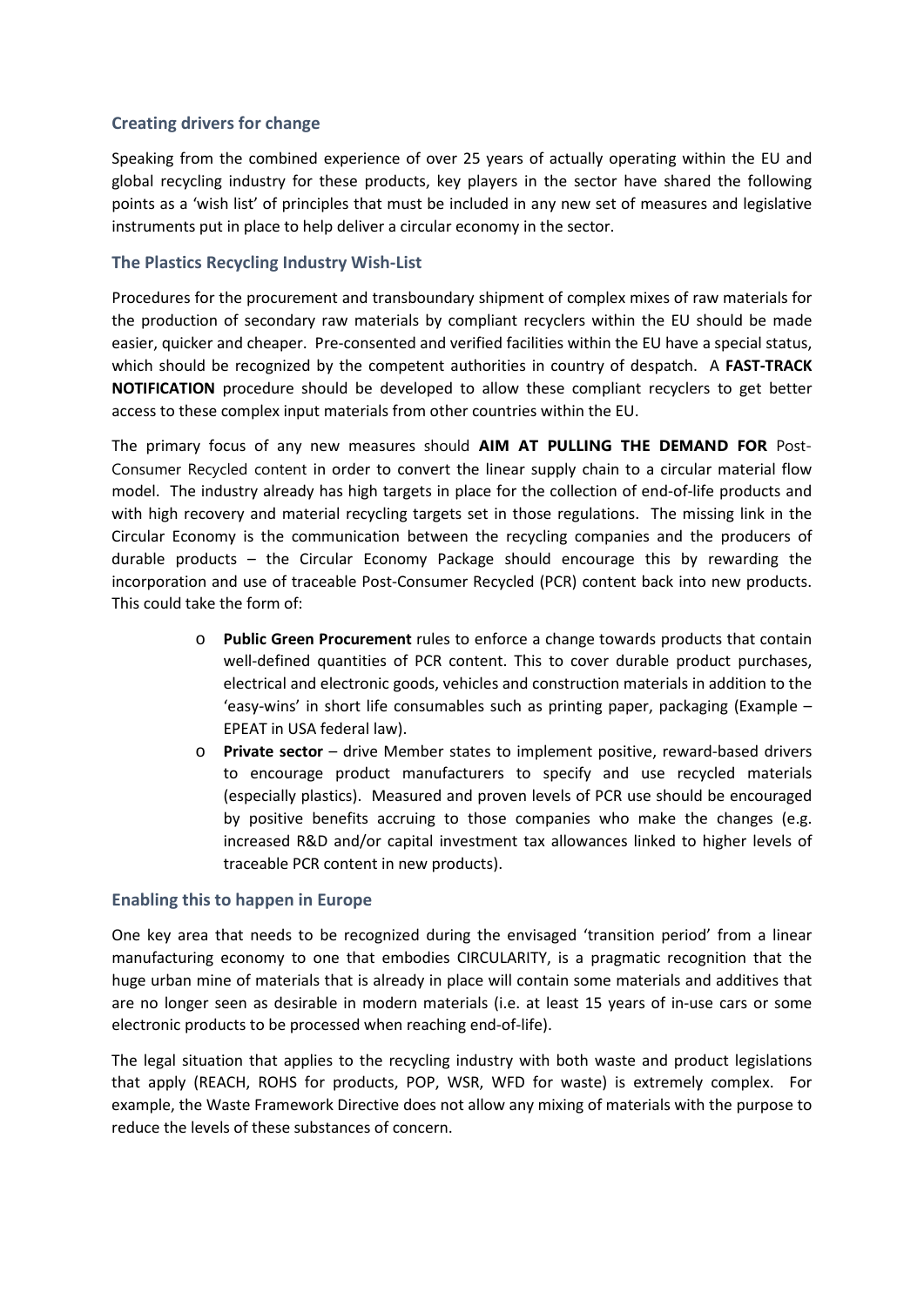## Creating drivers for change

Speaking from the combined experience of over 25 years of actually operating within the EU and global recycling industry for these products, key players in the sector have shared the following points as a 'wish list' of principles that must be included in any new set of measures and legislative instruments put in place to help deliver a circular economy in the sector.

## The Plastics Recycling Industry Wish-List

Procedures for the procurement and transboundary shipment of complex mixes of raw materials for the production of secondary raw materials by compliant recyclers within the EU should be made easier, quicker and cheaper. Pre-consented and verified facilities within the EU have a special status, which should be recognized by the competent authorities in country of despatch. A **FAST-TRACK NOTIFICATION** procedure should be developed to allow these compliant recyclers to get better access to these complex input materials from other countries within the EU.

The primary focus of any new measures should **AIM AT PULLING THE DEMAND FOR** Post-Consumer Recycled content in order to convert the linear supply chain to a circular material flow model. The industry already has high targets in place for the collection of end-of-life products and with high recovery and material recycling targets set in those regulations. The missing link in the Circular Economy is the communication between the recycling companies and the producers of durable products – the Circular Economy Package should encourage this by rewarding the incorporation and use of traceable Post-Consumer Recycled (PCR) content back into new products. This could take the form of:

- **Public Green Procurement** rules to enforce a change towards products that contain well-defined quantities of PCR content. This to cover durable product purchases, electrical and electronic goods, vehicles and construction materials in addition to the 'easy-wins' in short life consumables such as printing paper, packaging (Example – EPEAT in USA federal law).
- **Private sector** – drive Member states to implement positive, reward-based drivers to encourage product manufacturers to specify and use recycled materials (especially plastics). Measured and proven levels of PCR use should be encouraged by positive benefits accruing to those companies who make the changes (e.g. increased R&D and/or capital investment tax allowances linked to higher levels of traceable PCR content in new products).

## Enabling this to happen in Europe

One key area that needs to be recognized during the envisaged 'transition period' from a linear manufacturing economy to one that embodies CIRCULARITY, is a pragmatic recognition that the huge urban mine of materials that is already in place will contain some materials and additives that are no longer seen as desirable in modern materials (i.e. at least 15 years of in-use cars or some electronic products to be processed when reaching end-of-life).

The legal situation that applies to the recycling industry with both waste and product legislations that apply (REACH, ROHS for products, POP, WSR, WFD for waste) is extremely complex. For example, the Waste Framework Directive does not allow any mixing of materials with the purpose to reduce the levels of these substances of concern.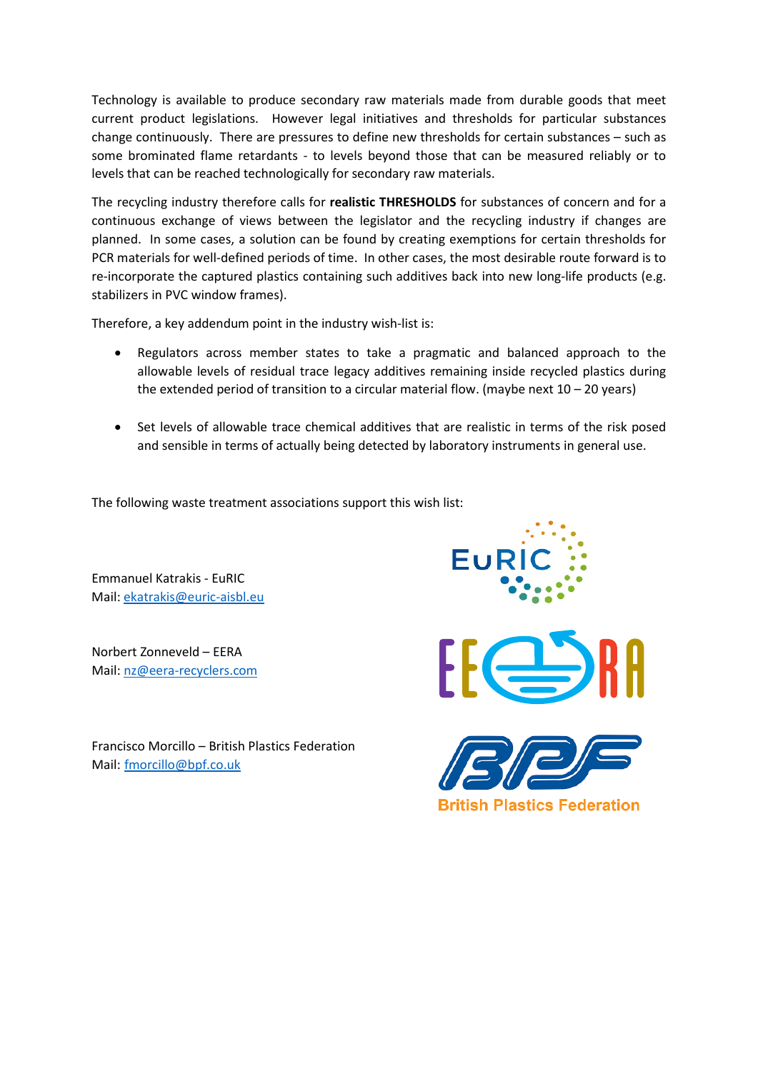Technology is available to produce secondary raw materials made from durable goods that meet current product legislations. However legal initiatives and thresholds for particular substances change continuously. There are pressures to define new thresholds for certain substances – such as some brominated flame retardants - to levels beyond those that can be measured reliably or to levels that can be reached technologically for secondary raw materials.

The recycling industry therefore calls for **realistic THRESHOLDS** for substances of concern and for a continuous exchange of views between the legislator and the recycling industry if changes are planned. In some cases, a solution can be found by creating exemptions for certain thresholds for PCR materials for well-defined periods of time. In other cases, the most desirable route forward is to re-incorporate the captured plastics containing such additives back into new long-life products (e.g. stabilizers in PVC window frames).

Therefore, a key addendum point in the industry wish-list is:

- Regulators across member states to take a pragmatic and balanced approach to the allowable levels of residual trace legacy additives remaining inside recycled plastics during the extended period of transition to a circular material flow. (maybe next 10 – 20 years)

- Set levels of allowable trace chemical additives that are realistic in terms of the risk posed and sensible in terms of actually being detected by laboratory instruments in general use.

The following waste treatment associations support this wish list:

Emmanuel Katrakis - EuRIC
Mail: ekatrakis@euric-aisbl.eu

Norbert Zonneveld – EERA
Mail: nz@eera-recyclers.com

Francisco Morcillo – British Plastics Federation
Mail: fmorcillo@bpf.co.uk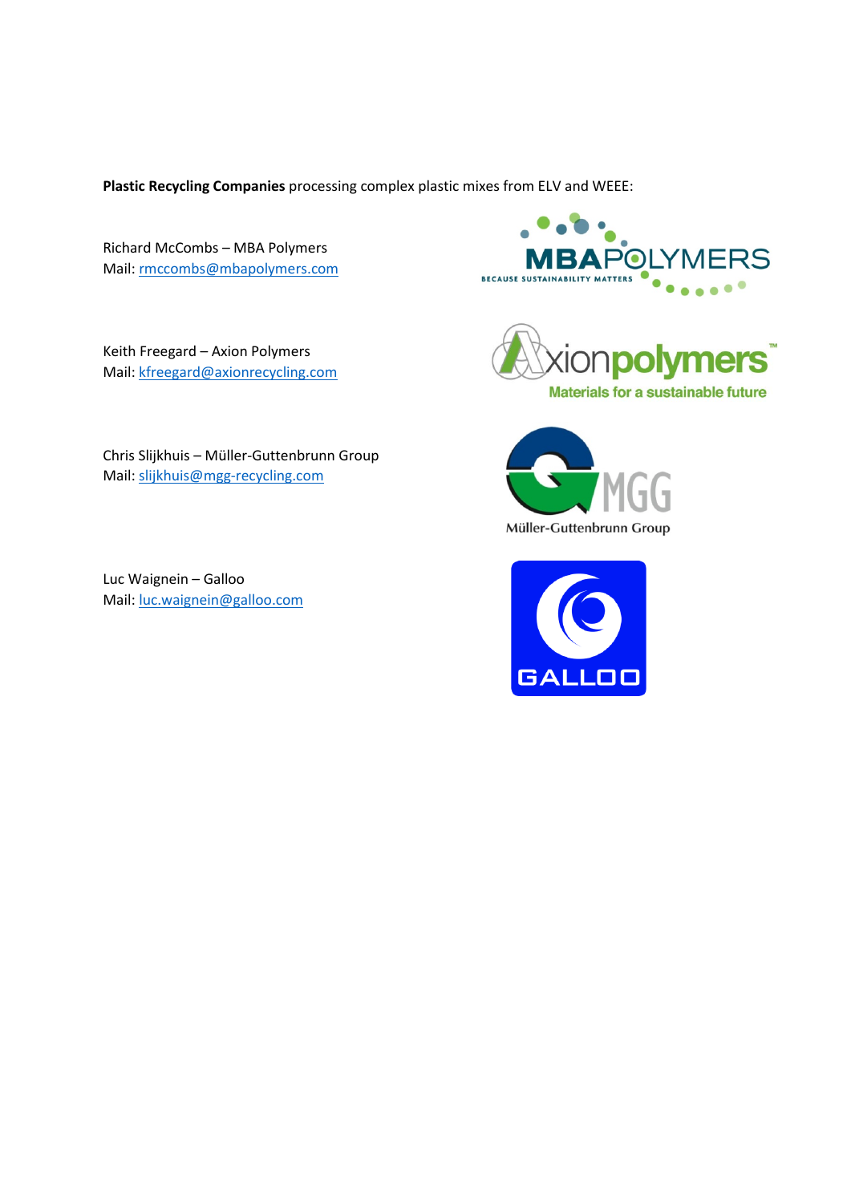**Plastic Recycling Companies** processing complex plastic mixes from ELV and WEEE:

Richard McCombs – MBA Polymers
Mail: rmccombs@mbapolymers.com

Keith Freegard – Axion Polymers
Mail: kfreegard@axionrecycling.com

Chris Slijkhuis – Müller-Guttenbrunn Group
Mail: slijkhuis@mgg-recycling.com

Luc Waignein – Galloo
Mail: luc.waignein@galloo.com